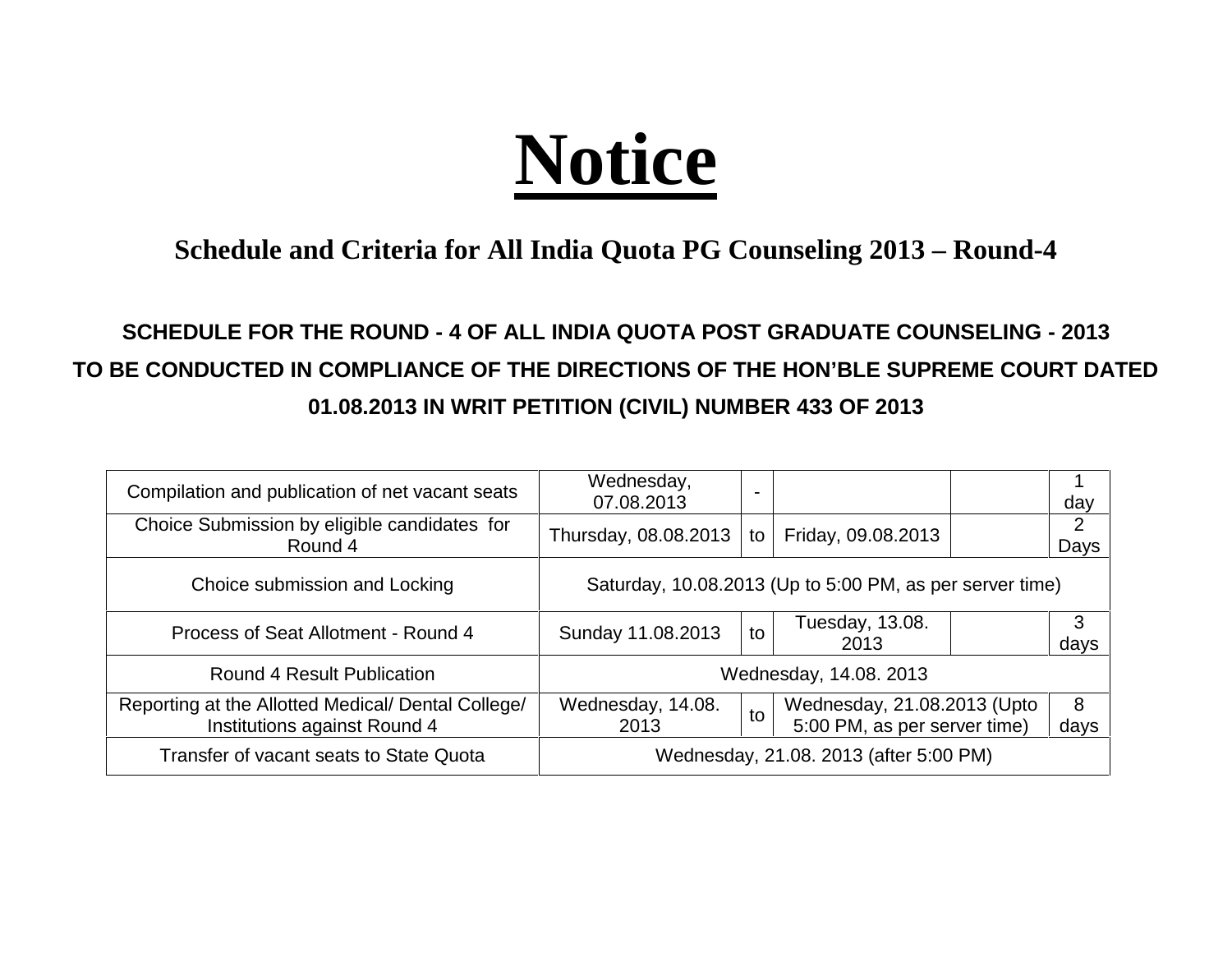# Notice

## Schedule and Criteria for All India Quota PG Counseling 2013 – Round-4

### SCHEDULE FOR THE ROUND - 4 OF ALL INDIA QUOTA POST GRADUATE COUNSELING - 2013 TO BE CONDUCTED IN COMPLIANCE OF THE DIRECTIONS OF THE HON'BLE SUPREME COURT DATED 01.08.2013 IN WRIT PETITION (CIVIL) NUMBER 433 OF 2013

| | | | | | |
|---|---|---|---|---|---|
| Compilation and publication of net vacant seats | Wednesday, 07.08.2013 | - | | | 1 day |
| Choice Submission by eligible candidates for Round 4 | Thursday, 08.08.2013 | to | Friday, 09.08.2013 | | 2 Days |
| Choice submission and Locking | Saturday, 10.08.2013 (Up to 5:00 PM, as per server time) | | | | |
| Process of Seat Allotment - Round 4 | Sunday 11.08.2013 | to | Tuesday, 13.08. 2013 | | 3 days |
| Round 4 Result Publication | Wednesday, 14.08. 2013 | | | | |
| Reporting at the Allotted Medical/ Dental College/ Institutions against Round 4 | Wednesday, 14.08. 2013 | to | Wednesday, 21.08.2013 (Upto 5:00 PM, as per server time) | | 8 days |
| Transfer of vacant seats to State Quota | Wednesday, 21.08. 2013 (after 5:00 PM) | | | | |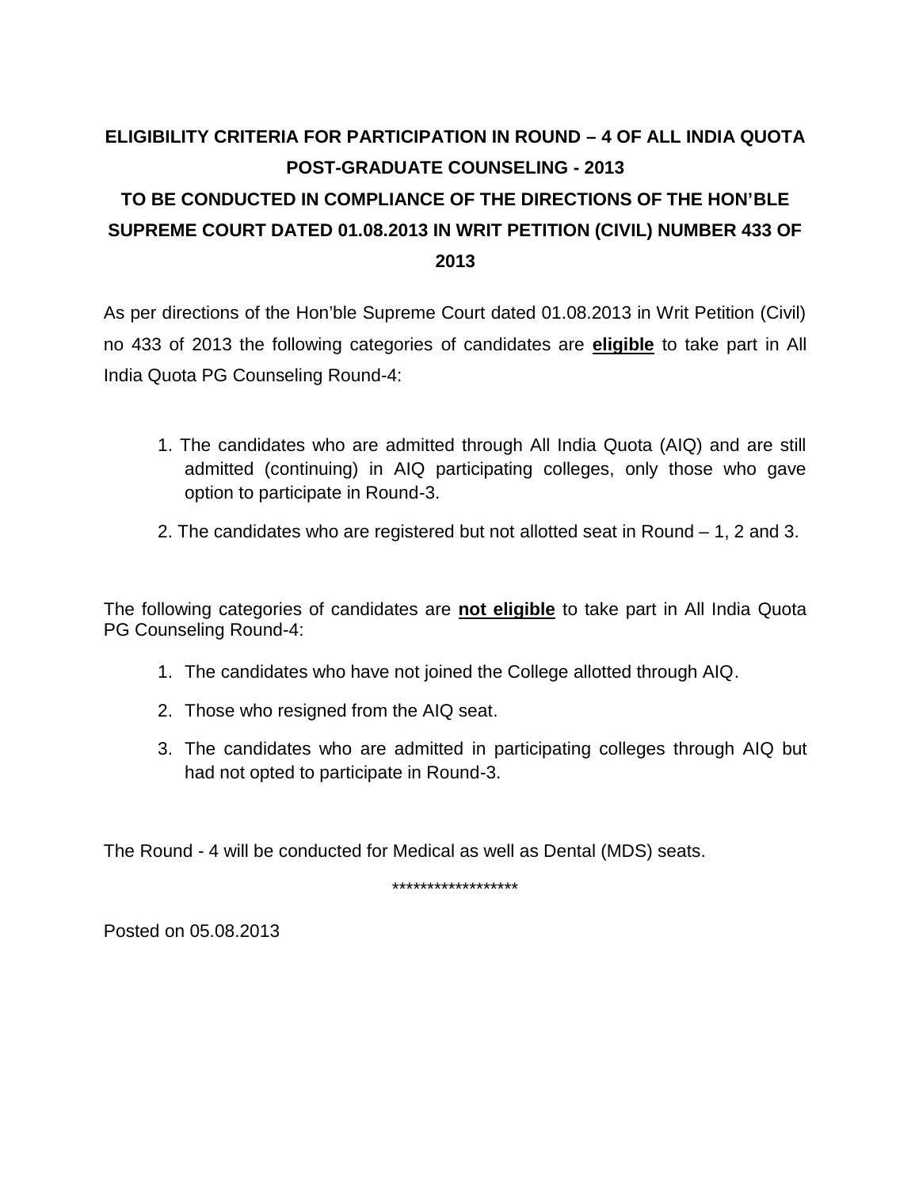# ELIGIBILITY CRITERIA FOR PARTICIPATION IN ROUND – 4 OF ALL INDIA QUOTA POST-GRADUATE COUNSELING - 2013

## TO BE CONDUCTED IN COMPLIANCE OF THE DIRECTIONS OF THE HON'BLE SUPREME COURT DATED 01.08.2013 IN WRIT PETITION (CIVIL) NUMBER 433 OF 2013

As per directions of the Hon'ble Supreme Court dated 01.08.2013 in Writ Petition (Civil) no 433 of 2013 the following categories of candidates are **eligible** to take part in All India Quota PG Counseling Round-4:

1. The candidates who are admitted through All India Quota (AIQ) and are still admitted (continuing) in AIQ participating colleges, only those who gave option to participate in Round-3.
2. The candidates who are registered but not allotted seat in Round – 1, 2 and 3.

The following categories of candidates are **not eligible** to take part in All India Quota PG Counseling Round-4:

1. The candidates who have not joined the College allotted through AIQ.
2. Those who resigned from the AIQ seat.
3. The candidates who are admitted in participating colleges through AIQ but had not opted to participate in Round-3.

The Round - 4 will be conducted for Medical as well as Dental (MDS) seats.

******************

Posted on 05.08.2013